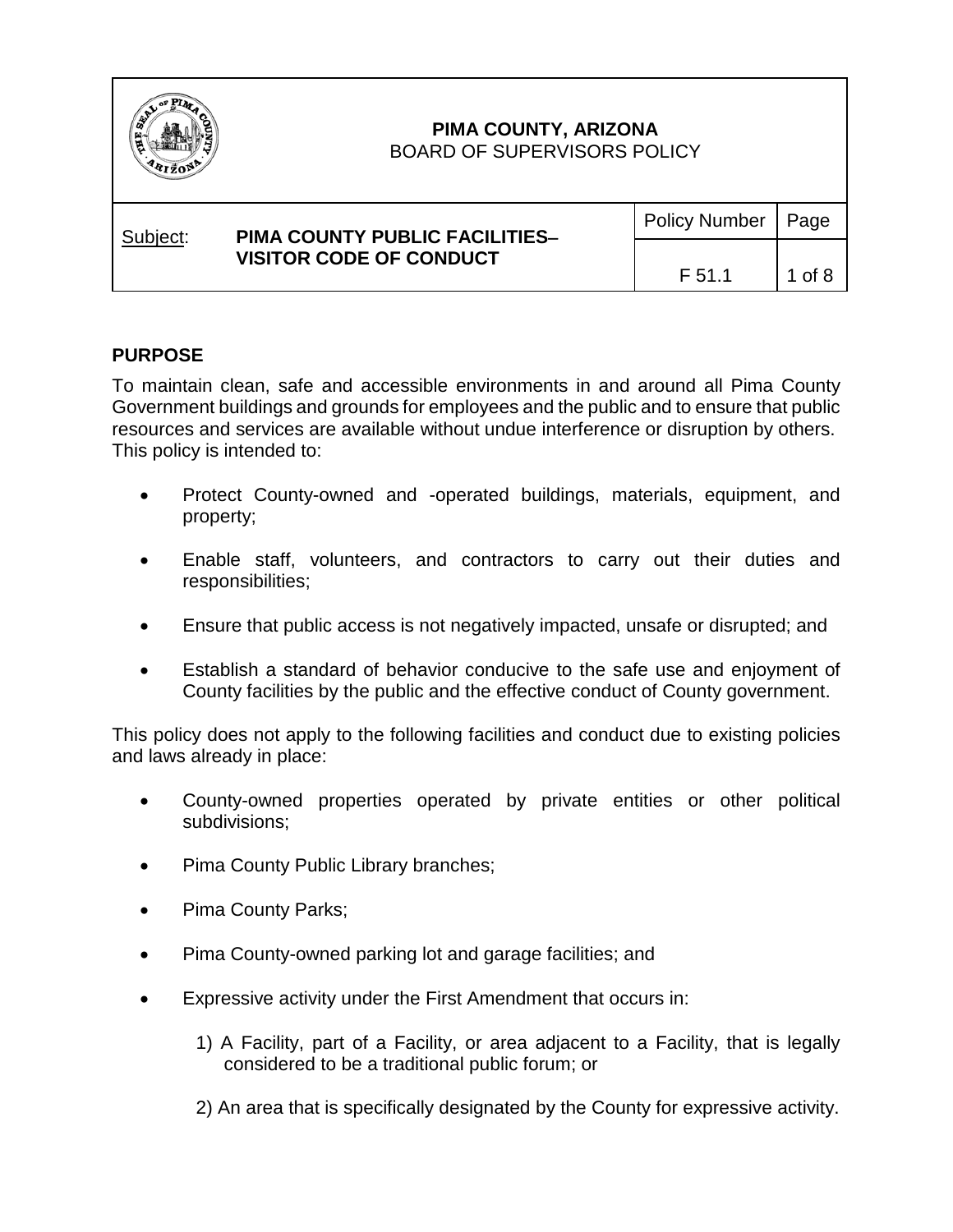**PIMA COUNTY, ARIZONA**
BOARD OF SUPERVISORS POLICY

| Subject: | PIMA COUNTY PUBLIC FACILITIES– VISITOR CODE OF CONDUCT | Policy Number | Page |
| --- | --- | --- | --- |
| | | F 51.1 | 1 of 8 |

## PURPOSE

To maintain clean, safe and accessible environments in and around all Pima County Government buildings and grounds for employees and the public and to ensure that public resources and services are available without undue interference or disruption by others. This policy is intended to:

- Protect County-owned and -operated buildings, materials, equipment, and property;
- Enable staff, volunteers, and contractors to carry out their duties and responsibilities;
- Ensure that public access is not negatively impacted, unsafe or disrupted; and
- Establish a standard of behavior conducive to the safe use and enjoyment of County facilities by the public and the effective conduct of County government.

This policy does not apply to the following facilities and conduct due to existing policies and laws already in place:

- County-owned properties operated by private entities or other political subdivisions;
- Pima County Public Library branches;
- Pima County Parks;
- Pima County-owned parking lot and garage facilities; and
- Expressive activity under the First Amendment that occurs in:
  1) A Facility, part of a Facility, or area adjacent to a Facility, that is legally considered to be a traditional public forum; or
  2) An area that is specifically designated by the County for expressive activity.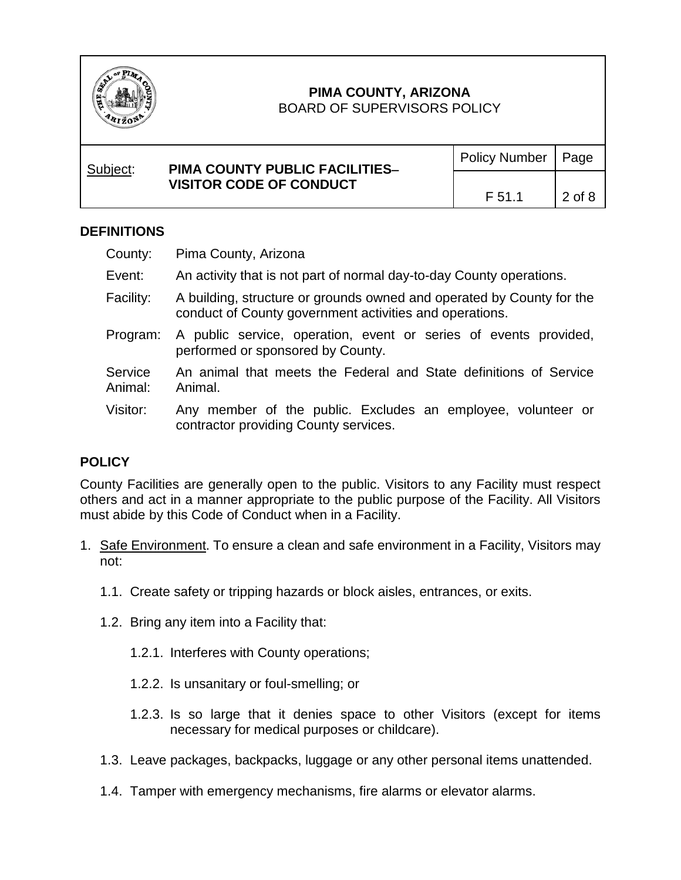## DEFINITIONS

| | |
|---|---|
| County: | Pima County, Arizona |
| Event: | An activity that is not part of normal day-to-day County operations. |
| Facility: | A building, structure or grounds owned and operated by County for the conduct of County government activities and operations. |
| Program: | A public service, operation, event or series of events provided, performed or sponsored by County. |
| Service Animal: | An animal that meets the Federal and State definitions of Service Animal. |
| Visitor: | Any member of the public. Excludes an employee, volunteer or contractor providing County services. |

## POLICY

County Facilities are generally open to the public. Visitors to any Facility must respect others and act in a manner appropriate to the public purpose of the Facility. All Visitors must abide by this Code of Conduct when in a Facility.

1. Safe Environment. To ensure a clean and safe environment in a Facility, Visitors may not:

   1.1. Create safety or tripping hazards or block aisles, entrances, or exits.

   1.2. Bring any item into a Facility that:

      1.2.1. Interferes with County operations;

      1.2.2. Is unsanitary or foul-smelling; or

      1.2.3. Is so large that it denies space to other Visitors (except for items necessary for medical purposes or childcare).

   1.3. Leave packages, backpacks, luggage or any other personal items unattended.

   1.4. Tamper with emergency mechanisms, fire alarms or elevator alarms.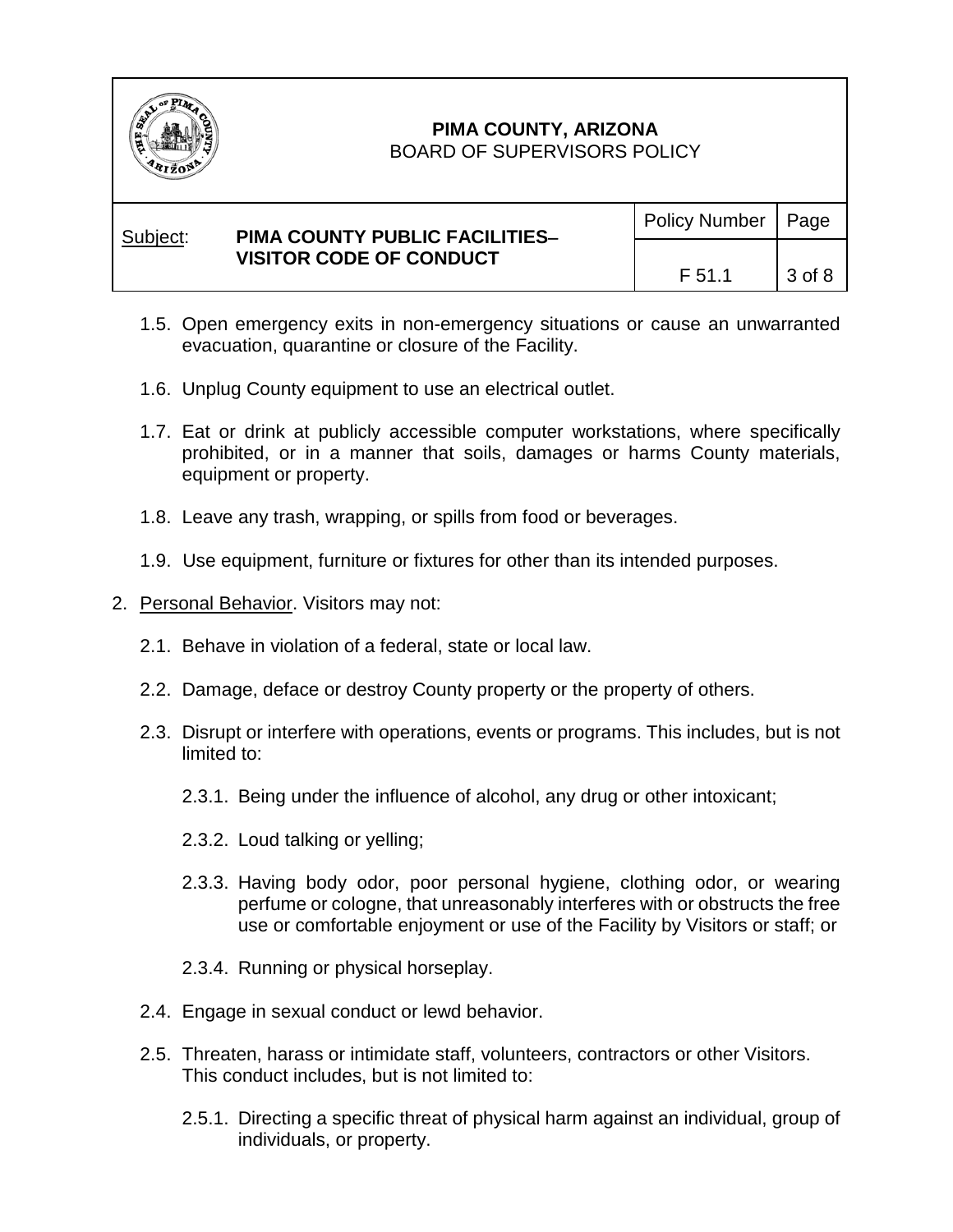1.5. Open emergency exits in non-emergency situations or cause an unwarranted evacuation, quarantine or closure of the Facility.

1.6. Unplug County equipment to use an electrical outlet.

1.7. Eat or drink at publicly accessible computer workstations, where specifically prohibited, or in a manner that soils, damages or harms County materials, equipment or property.

1.8. Leave any trash, wrapping, or spills from food or beverages.

1.9. Use equipment, furniture or fixtures for other than its intended purposes.

2. Personal Behavior. Visitors may not:

   2.1. Behave in violation of a federal, state or local law.

   2.2. Damage, deface or destroy County property or the property of others.

   2.3. Disrupt or interfere with operations, events or programs. This includes, but is not limited to:

      2.3.1. Being under the influence of alcohol, any drug or other intoxicant;

      2.3.2. Loud talking or yelling;

      2.3.3. Having body odor, poor personal hygiene, clothing odor, or wearing perfume or cologne, that unreasonably interferes with or obstructs the free use or comfortable enjoyment or use of the Facility by Visitors or staff; or

      2.3.4. Running or physical horseplay.

   2.4. Engage in sexual conduct or lewd behavior.

   2.5. Threaten, harass or intimidate staff, volunteers, contractors or other Visitors. This conduct includes, but is not limited to:

      2.5.1. Directing a specific threat of physical harm against an individual, group of individuals, or property.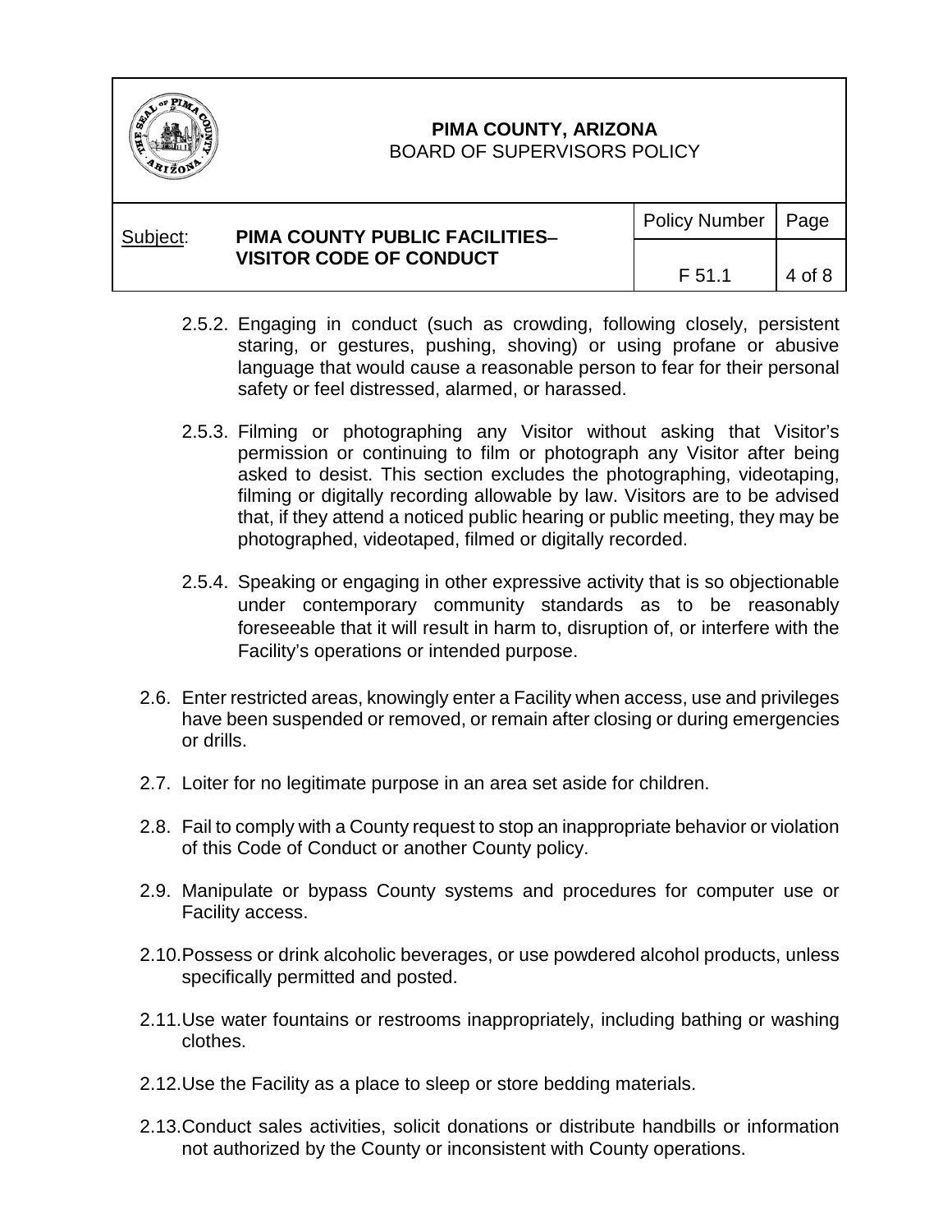2.5.2. Engaging in conduct (such as crowding, following closely, persistent staring, or gestures, pushing, shoving) or using profane or abusive language that would cause a reasonable person to fear for their personal safety or feel distressed, alarmed, or harassed.

2.5.3. Filming or photographing any Visitor without asking that Visitor's permission or continuing to film or photograph any Visitor after being asked to desist. This section excludes the photographing, videotaping, filming or digitally recording allowable by law. Visitors are to be advised that, if they attend a noticed public hearing or public meeting, they may be photographed, videotaped, filmed or digitally recorded.

2.5.4. Speaking or engaging in other expressive activity that is so objectionable under contemporary community standards as to be reasonably foreseeable that it will result in harm to, disruption of, or interfere with the Facility's operations or intended purpose.

2.6. Enter restricted areas, knowingly enter a Facility when access, use and privileges have been suspended or removed, or remain after closing or during emergencies or drills.

2.7. Loiter for no legitimate purpose in an area set aside for children.

2.8. Fail to comply with a County request to stop an inappropriate behavior or violation of this Code of Conduct or another County policy.

2.9. Manipulate or bypass County systems and procedures for computer use or Facility access.

2.10. Possess or drink alcoholic beverages, or use powdered alcohol products, unless specifically permitted and posted.

2.11. Use water fountains or restrooms inappropriately, including bathing or washing clothes.

2.12. Use the Facility as a place to sleep or store bedding materials.

2.13. Conduct sales activities, solicit donations or distribute handbills or information not authorized by the County or inconsistent with County operations.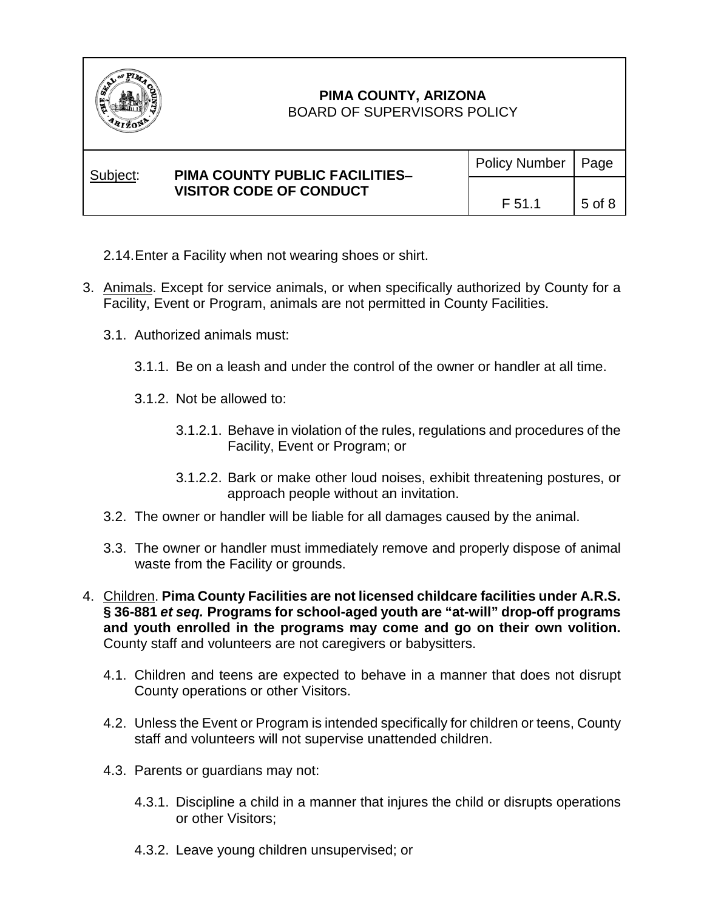2.14. Enter a Facility when not wearing shoes or shirt.

3. Animals. Except for service animals, or when specifically authorized by County for a Facility, Event or Program, animals are not permitted in County Facilities.

   3.1. Authorized animals must:

      3.1.1. Be on a leash and under the control of the owner or handler at all time.

      3.1.2. Not be allowed to:

         3.1.2.1. Behave in violation of the rules, regulations and procedures of the Facility, Event or Program; or

         3.1.2.2. Bark or make other loud noises, exhibit threatening postures, or approach people without an invitation.

   3.2. The owner or handler will be liable for all damages caused by the animal.

   3.3. The owner or handler must immediately remove and properly dispose of animal waste from the Facility or grounds.

4. Children. **Pima County Facilities are not licensed childcare facilities under A.R.S. § 36-881 *et seq.* Programs for school-aged youth are "at-will" drop-off programs and youth enrolled in the programs may come and go on their own volition.** County staff and volunteers are not caregivers or babysitters.

   4.1. Children and teens are expected to behave in a manner that does not disrupt County operations or other Visitors.

   4.2. Unless the Event or Program is intended specifically for children or teens, County staff and volunteers will not supervise unattended children.

   4.3. Parents or guardians may not:

      4.3.1. Discipline a child in a manner that injures the child or disrupts operations or other Visitors;

      4.3.2. Leave young children unsupervised; or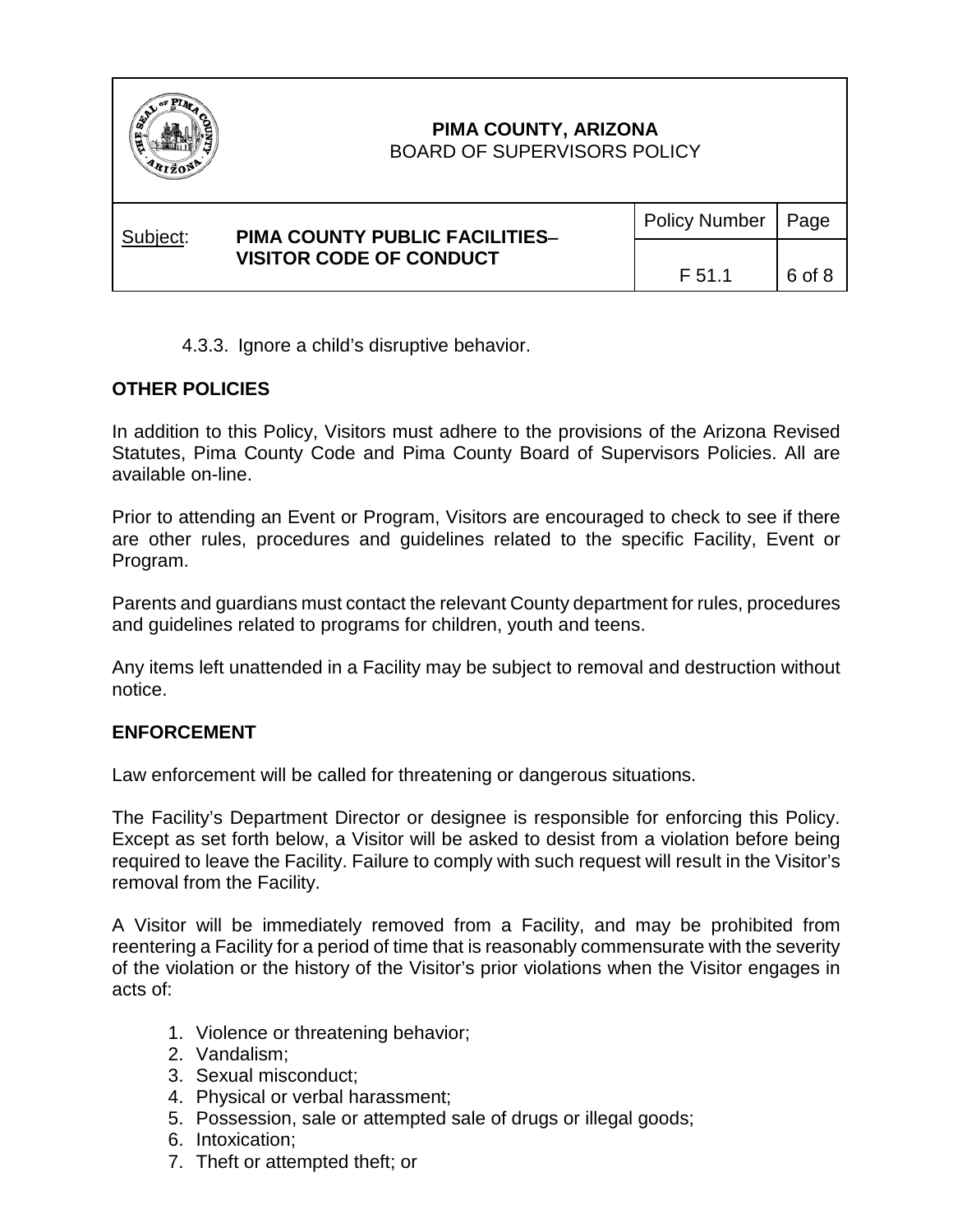4.3.3. Ignore a child's disruptive behavior.

**OTHER POLICIES**

In addition to this Policy, Visitors must adhere to the provisions of the Arizona Revised Statutes, Pima County Code and Pima County Board of Supervisors Policies. All are available on-line.

Prior to attending an Event or Program, Visitors are encouraged to check to see if there are other rules, procedures and guidelines related to the specific Facility, Event or Program.

Parents and guardians must contact the relevant County department for rules, procedures and guidelines related to programs for children, youth and teens.

Any items left unattended in a Facility may be subject to removal and destruction without notice.

**ENFORCEMENT**

Law enforcement will be called for threatening or dangerous situations.

The Facility's Department Director or designee is responsible for enforcing this Policy. Except as set forth below, a Visitor will be asked to desist from a violation before being required to leave the Facility. Failure to comply with such request will result in the Visitor's removal from the Facility.

A Visitor will be immediately removed from a Facility, and may be prohibited from reentering a Facility for a period of time that is reasonably commensurate with the severity of the violation or the history of the Visitor's prior violations when the Visitor engages in acts of:

1. Violence or threatening behavior;
2. Vandalism;
3. Sexual misconduct;
4. Physical or verbal harassment;
5. Possession, sale or attempted sale of drugs or illegal goods;
6. Intoxication;
7. Theft or attempted theft; or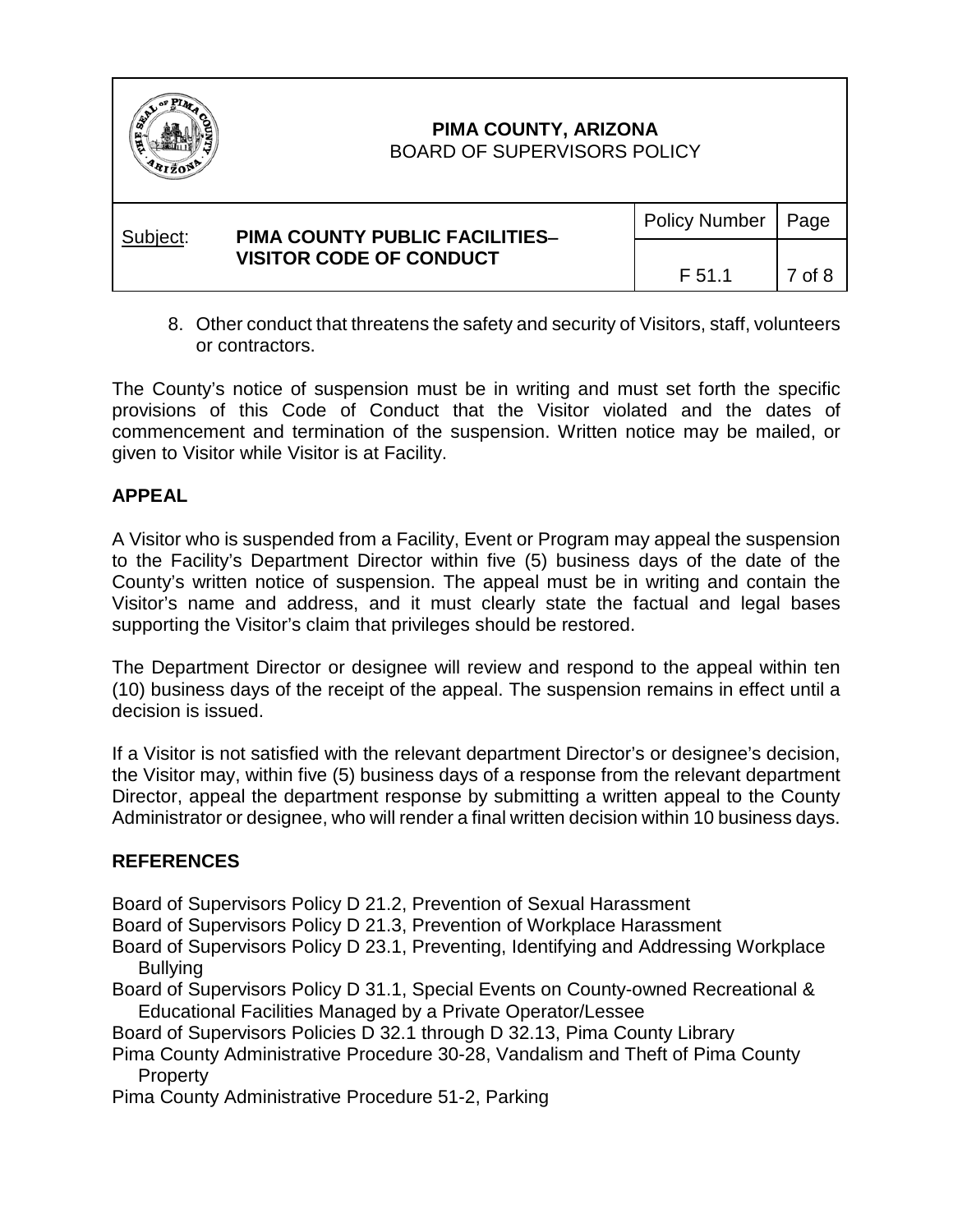8. Other conduct that threatens the safety and security of Visitors, staff, volunteers or contractors.

The County's notice of suspension must be in writing and must set forth the specific provisions of this Code of Conduct that the Visitor violated and the dates of commencement and termination of the suspension. Written notice may be mailed, or given to Visitor while Visitor is at Facility.

## APPEAL

A Visitor who is suspended from a Facility, Event or Program may appeal the suspension to the Facility's Department Director within five (5) business days of the date of the County's written notice of suspension. The appeal must be in writing and contain the Visitor's name and address, and it must clearly state the factual and legal bases supporting the Visitor's claim that privileges should be restored.

The Department Director or designee will review and respond to the appeal within ten (10) business days of the receipt of the appeal. The suspension remains in effect until a decision is issued.

If a Visitor is not satisfied with the relevant department Director's or designee's decision, the Visitor may, within five (5) business days of a response from the relevant department Director, appeal the department response by submitting a written appeal to the County Administrator or designee, who will render a final written decision within 10 business days.

## REFERENCES

Board of Supervisors Policy D 21.2, Prevention of Sexual Harassment
Board of Supervisors Policy D 21.3, Prevention of Workplace Harassment
Board of Supervisors Policy D 23.1, Preventing, Identifying and Addressing Workplace Bullying
Board of Supervisors Policy D 31.1, Special Events on County-owned Recreational & Educational Facilities Managed by a Private Operator/Lessee
Board of Supervisors Policies D 32.1 through D 32.13, Pima County Library
Pima County Administrative Procedure 30-28, Vandalism and Theft of Pima County Property
Pima County Administrative Procedure 51-2, Parking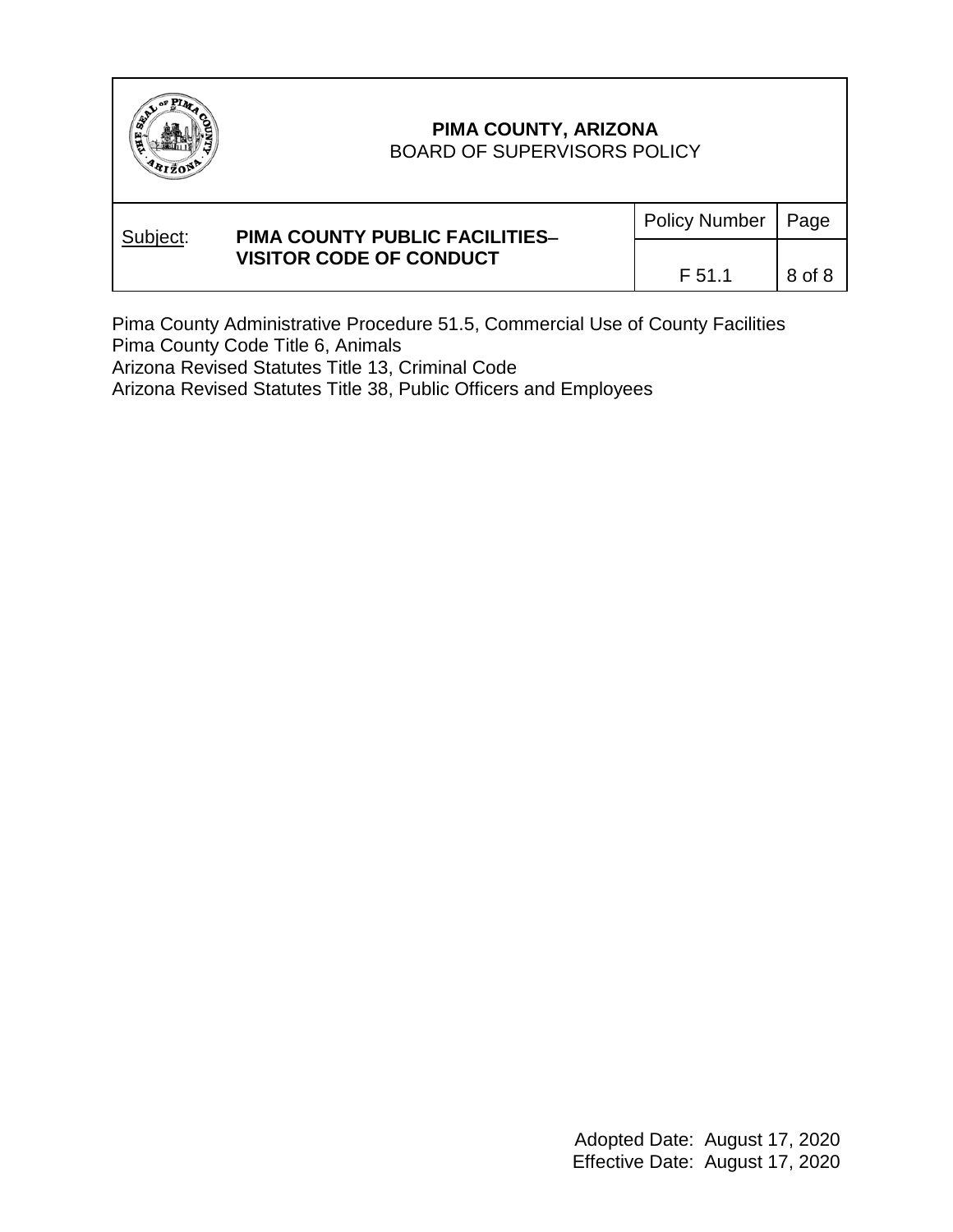Pima County Administrative Procedure 51.5, Commercial Use of County Facilities
Pima County Code Title 6, Animals
Arizona Revised Statutes Title 13, Criminal Code
Arizona Revised Statutes Title 38, Public Officers and Employees

Adopted Date: August 17, 2020
Effective Date: August 17, 2020